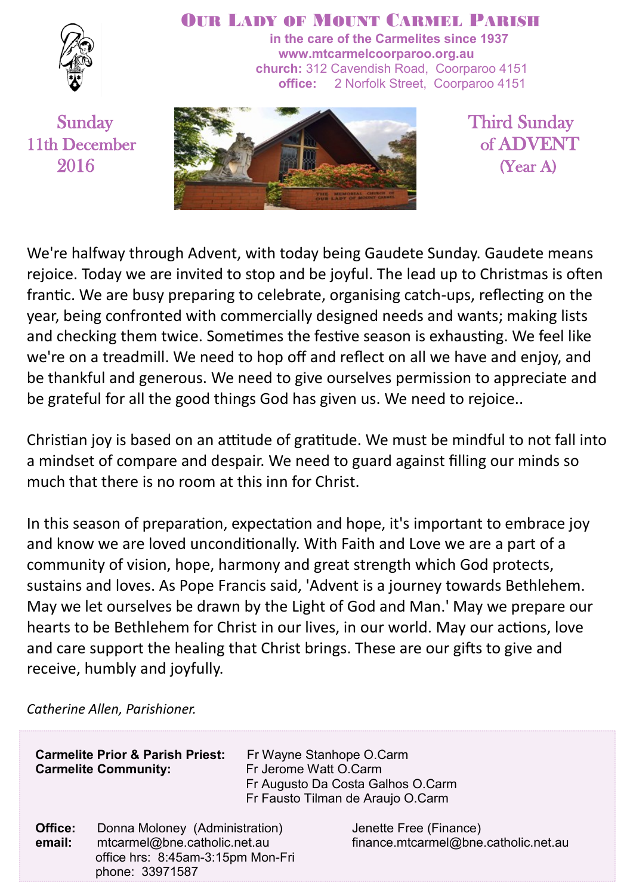# Our Lady of Mount Carmel Parish

**in the care of the Carmelites since 1937**
**www.mtcarmelcoorparoo.org.au**
**church:** 312 Cavendish Road, Coorparoo 4151
**office:** 2 Norfolk Street, Coorparoo 4151

Sunday 11th December 2016

Third Sunday of ADVENT (Year A)

We're halfway through Advent, with today being Gaudete Sunday. Gaudete means rejoice. Today we are invited to stop and be joyful. The lead up to Christmas is often frantic. We are busy preparing to celebrate, organising catch-ups, reflecting on the year, being confronted with commercially designed needs and wants; making lists and checking them twice. Sometimes the festive season is exhausting. We feel like we're on a treadmill. We need to hop off and reflect on all we have and enjoy, and be thankful and generous. We need to give ourselves permission to appreciate and be grateful for all the good things God has given us. We need to rejoice..

Christian joy is based on an attitude of gratitude. We must be mindful to not fall into a mindset of compare and despair. We need to guard against filling our minds so much that there is no room at this inn for Christ.

In this season of preparation, expectation and hope, it's important to embrace joy and know we are loved unconditionally. With Faith and Love we are a part of a community of vision, hope, harmony and great strength which God protects, sustains and loves. As Pope Francis said, 'Advent is a journey towards Bethlehem. May we let ourselves be drawn by the Light of God and Man.' May we prepare our hearts to be Bethlehem for Christ in our lives, in our world. May our actions, love and care support the healing that Christ brings. These are our gifts to give and receive, humbly and joyfully.

*Catherine Allen, Parishioner.*

**Carmelite Prior & Parish Priest:** Fr Wayne Stanhope O.Carm
**Carmelite Community:** Fr Jerome Watt O.Carm
Fr Augusto Da Costa Galhos O.Carm
Fr Fausto Tilman de Araujo O.Carm

**Office:** Donna Moloney (Administration) — Jenette Free (Finance)
**email:** mtcarmel@bne.catholic.net.au — finance.mtcarmel@bne.catholic.net.au
office hrs: 8:45am-3:15pm Mon-Fri
phone: 33971587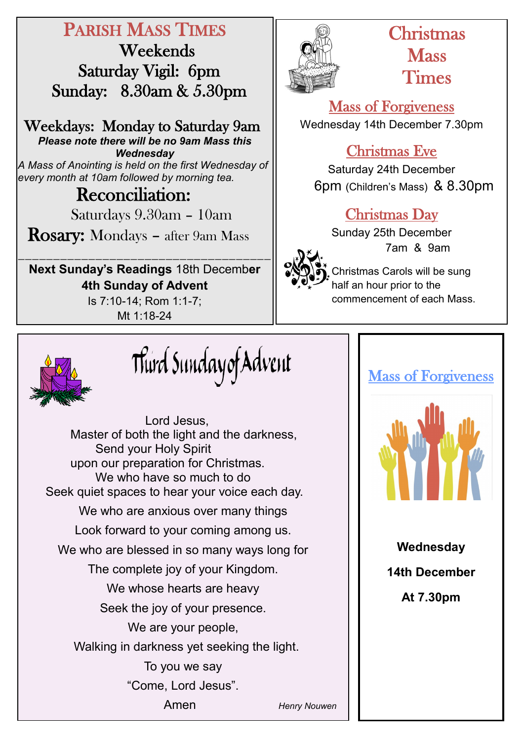## Parish Mass Times

**Weekends**

Saturday Vigil: 6pm

Sunday: 8.30am & 5.30pm

**Weekdays: Monday to Saturday 9am**

***Please note there will be no 9am Mass this Wednesday***

*A Mass of Anointing is held on the first Wednesday of every month at 10am followed by morning tea.*

**Reconciliation:**

Saturdays 9.30am – 10am

**Rosary:** Mondays – after 9am Mass

---

**Next Sunday's Readings** 18th December

**4th Sunday of Advent**

Is 7:10-14; Rom 1:1-7; Mt 1:18-24

## Christmas Mass Times

### Mass of Forgiveness

Wednesday 14th December 7.30pm

### Christmas Eve

Saturday 24th December

6pm (Children's Mass) & 8.30pm

### Christmas Day

Sunday 25th December

7am & 9am

Christmas Carols will be sung half an hour prior to the commencement of each Mass.

## Third Sunday of Advent

Lord Jesus,
Master of both the light and the darkness,
Send your Holy Spirit
upon our preparation for Christmas.
We who have so much to do
Seek quiet spaces to hear your voice each day.
We who are anxious over many things
Look forward to your coming among us.
We who are blessed in so many ways long for
The complete joy of your Kingdom.
We whose hearts are heavy
Seek the joy of your presence.
We are your people,
Walking in darkness yet seeking the light.
To you we say
"Come, Lord Jesus".
Amen

*Henry Nouwen*

## Mass of Forgiveness

**Wednesday**

**14th December**

**At 7.30pm**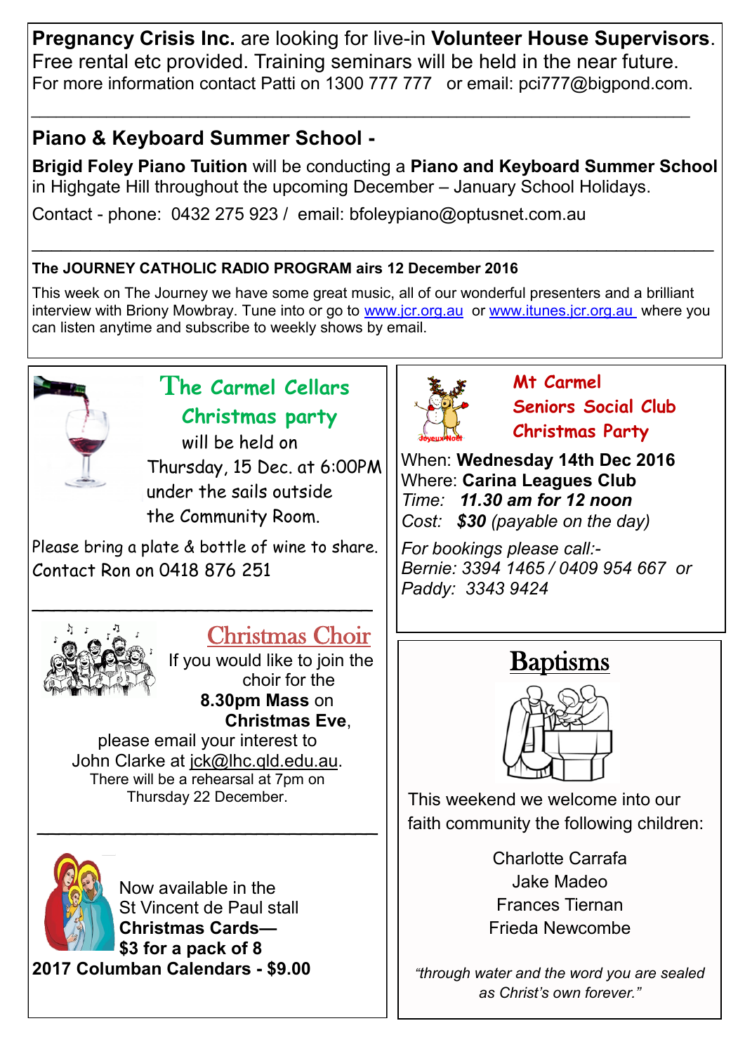**Pregnancy Crisis Inc.** are looking for live-in **Volunteer House Supervisors**. Free rental etc provided. Training seminars will be held in the near future. For more information contact Patti on 1300 777 777 or email: pci777@bigpond.com.

---

## Piano & Keyboard Summer School -

**Brigid Foley Piano Tuition** will be conducting a **Piano and Keyboard Summer School** in Highgate Hill throughout the upcoming December – January School Holidays.

Contact - phone: 0432 275 923 / email: bfoleypiano@optusnet.com.au

---

**The JOURNEY CATHOLIC RADIO PROGRAM airs 12 December 2016**

This week on The Journey we have some great music, all of our wonderful presenters and a brilliant interview with Briony Mowbray. Tune into or go to www.jcr.org.au or www.itunes.jcr.org.au where you can listen anytime and subscribe to weekly shows by email.

---

## The Carmel Cellars Christmas party

will be held on Thursday, 15 Dec. at 6:00PM under the sails outside the Community Room.

Please bring a plate & bottle of wine to share.
Contact Ron on 0418 876 251

---

## Christmas Choir

If you would like to join the choir for the **8.30pm Mass** on **Christmas Eve**, please email your interest to John Clarke at jck@lhc.qld.edu.au.

There will be a rehearsal at 7pm on Thursday 22 December.

---

Now available in the St Vincent de Paul stall
**Christmas Cards— $3 for a pack of 8**
**2017 Columban Calendars - $9.00**

---

## Mt Carmel Seniors Social Club Christmas Party

When: **Wednesday 14th Dec 2016**
Where: **Carina Leagues Club**
*Time:* ***11.30 am for 12 noon***
*Cost:* ***$30*** *(payable on the day)*

*For bookings please call:-*
*Bernie: 3394 1465 / 0409 954 667 or*
*Paddy: 3343 9424*

---

## Baptisms

This weekend we welcome into our faith community the following children:

Charlotte Carrafa
Jake Madeo
Frances Tiernan
Frieda Newcombe

*"through water and the word you are sealed as Christ's own forever."*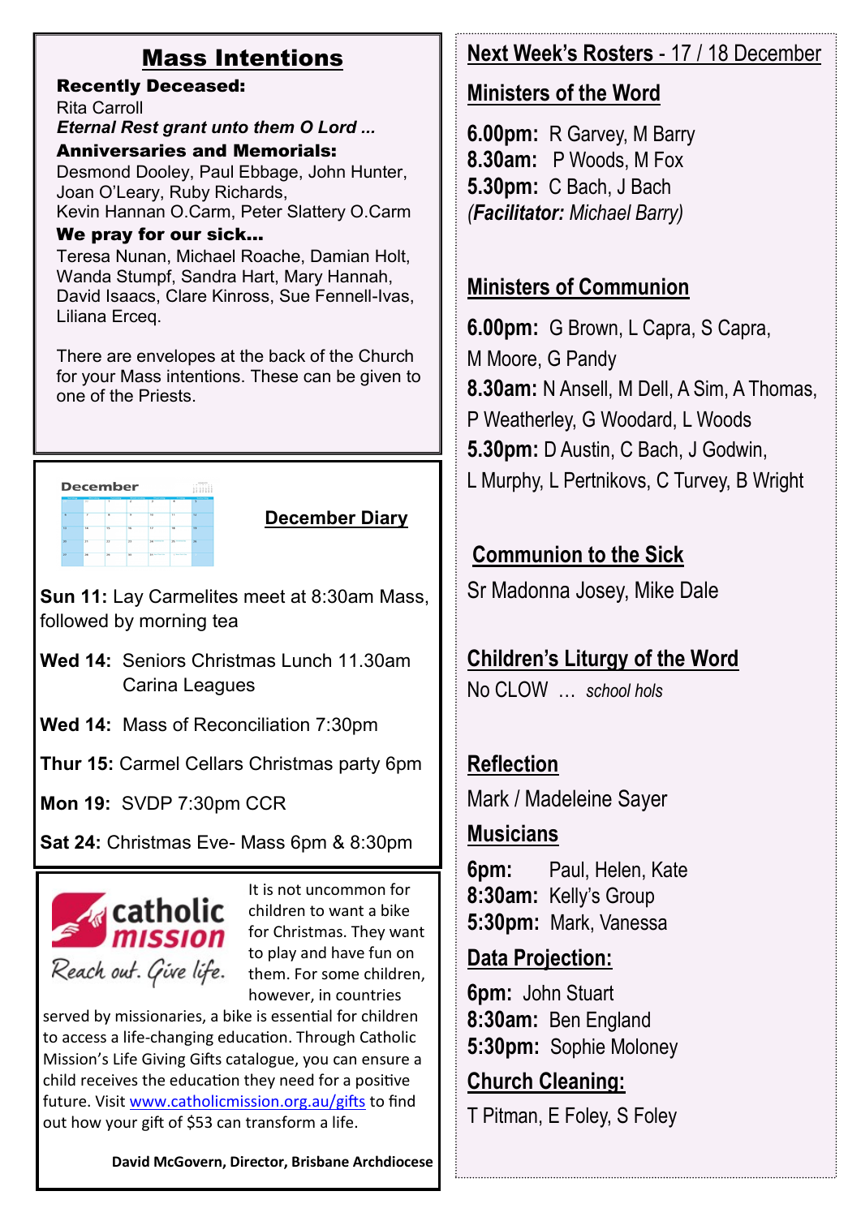## Mass Intentions

**Recently Deceased:**

Rita Carroll

***Eternal Rest grant unto them O Lord ...***

**Anniversaries and Memorials:**

Desmond Dooley, Paul Ebbage, John Hunter, Joan O'Leary, Ruby Richards, Kevin Hannan O.Carm, Peter Slattery O.Carm

**We pray for our sick...**

Teresa Nunan, Michael Roache, Damian Holt, Wanda Stumpf, Sandra Hart, Mary Hannah, David Isaacs, Clare Kinross, Sue Fennell-Ivas, Liliana Erceq.

There are envelopes at the back of the Church for your Mass intentions. These can be given to one of the Priests.

## December Diary

**Sun 11:** Lay Carmelites meet at 8:30am Mass, followed by morning tea

**Wed 14:** Seniors Christmas Lunch 11.30am Carina Leagues

**Wed 14:** Mass of Reconciliation 7:30pm

**Thur 15:** Carmel Cellars Christmas party 6pm

**Mon 19:** SVDP 7:30pm CCR

**Sat 24:** Christmas Eve- Mass 6pm & 8:30pm

**catholic mission** *Reach out. Give life.*

It is not uncommon for children to want a bike for Christmas. They want to play and have fun on them. For some children, however, in countries served by missionaries, a bike is essential for children to access a life-changing education. Through Catholic Mission's Life Giving Gifts catalogue, you can ensure a child receives the education they need for a positive future. Visit www.catholicmission.org.au/gifts to find out how your gift of $53 can transform a life.

**David McGovern, Director, Brisbane Archdiocese**

## Next Week's Rosters - 17 / 18 December

### Ministers of the Word

**6.00pm:** R Garvey, M Barry
**8.30am:** P Woods, M Fox
**5.30pm:** C Bach, J Bach
*(**Facilitator:** Michael Barry)*

### Ministers of Communion

**6.00pm:** G Brown, L Capra, S Capra, M Moore, G Pandy
**8.30am:** N Ansell, M Dell, A Sim, A Thomas, P Weatherley, G Woodard, L Woods
**5.30pm:** D Austin, C Bach, J Godwin, L Murphy, L Pertnikovs, C Turvey, B Wright

### Communion to the Sick

Sr Madonna Josey, Mike Dale

### Children's Liturgy of the Word

No CLOW … *school hols*

### Reflection

Mark / Madeleine Sayer

### Musicians

**6pm:** Paul, Helen, Kate
**8:30am:** Kelly's Group
**5:30pm:** Mark, Vanessa

### Data Projection:

**6pm:** John Stuart
**8:30am:** Ben England
**5:30pm:** Sophie Moloney

### Church Cleaning:

T Pitman, E Foley, S Foley